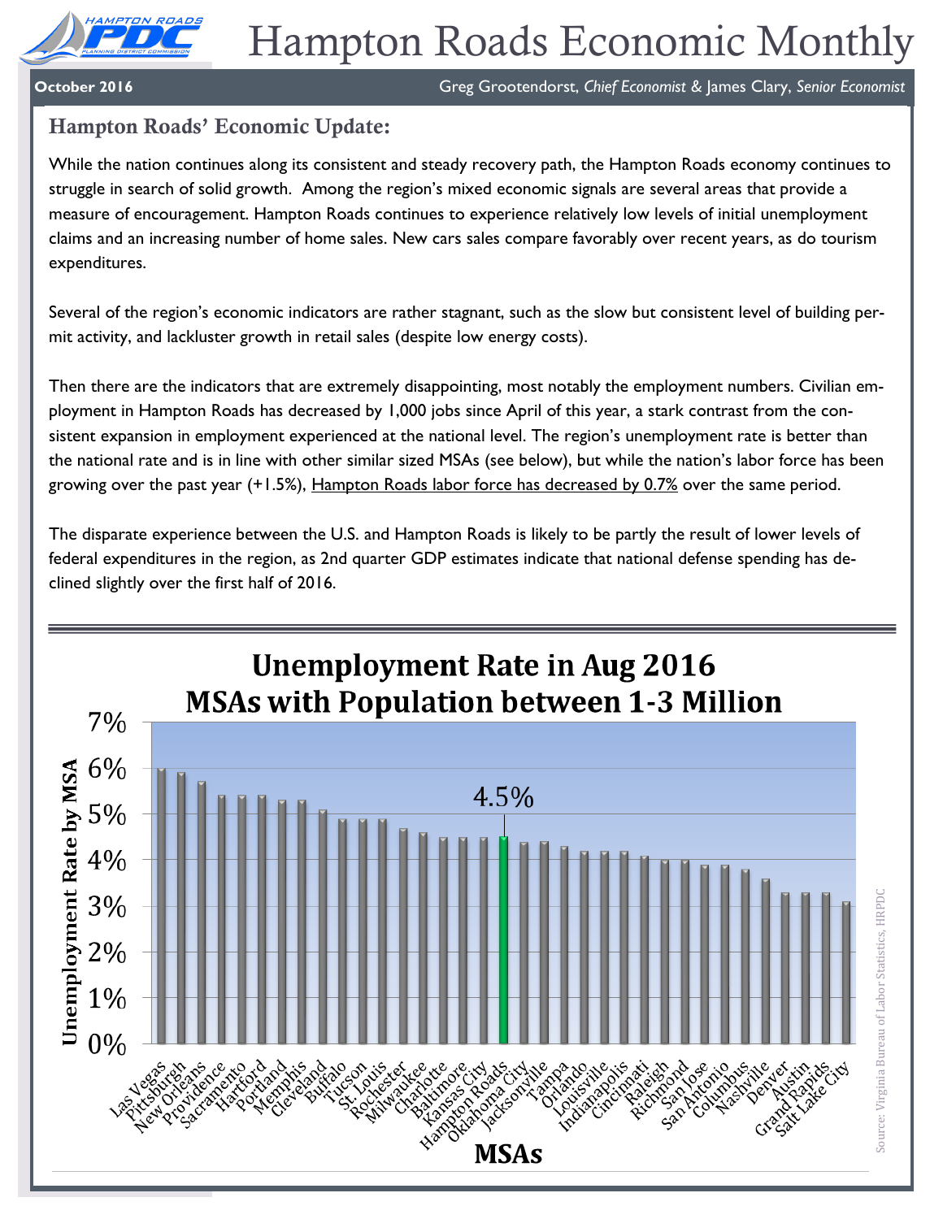# Hampton Roads Economic Monthly

**October 2016** — Greg Grootendorst, *Chief Economist* & James Clary, *Senior Economist*

## Hampton Roads' Economic Update:

While the nation continues along its consistent and steady recovery path, the Hampton Roads economy continues to struggle in search of solid growth. Among the region's mixed economic signals are several areas that provide a measure of encouragement. Hampton Roads continues to experience relatively low levels of initial unemployment claims and an increasing number of home sales. New cars sales compare favorably over recent years, as do tourism expenditures.

Several of the region's economic indicators are rather stagnant, such as the slow but consistent level of building permit activity, and lackluster growth in retail sales (despite low energy costs).

Then there are the indicators that are extremely disappointing, most notably the employment numbers. Civilian employment in Hampton Roads has decreased by 1,000 jobs since April of this year, a stark contrast from the consistent expansion in employment experienced at the national level. The region's unemployment rate is better than the national rate and is in line with other similar sized MSAs (see below), but while the nation's labor force has been growing over the past year (+1.5%), Hampton Roads labor force has decreased by 0.7% over the same period.

The disparate experience between the U.S. and Hampton Roads is likely to be partly the result of lower levels of federal expenditures in the region, as 2nd quarter GDP estimates indicate that national defense spending has declined slightly over the first half of 2016.

**Unemployment Rate in Aug 2016**
**MSAs with Population between 1-3 Million**

| MSA | Unemployment Rate |
|---|---|
| Las Vegas | 6.0% |
| Pittsburgh | 5.9% |
| New Orleans | 5.7% |
| Providence | 5.4% |
| Sacramento | 5.4% |
| Hartford | 5.4% |
| Portland | 5.3% |
| Memphis | 5.3% |
| Cleveland | 5.1% |
| Buffalo | 4.9% |
| Tucson | 4.9% |
| St. Louis | 4.9% |
| Rochester | 4.7% |
| Milwaukee | 4.6% |
| Charlotte | 4.5% |
| Baltimore | 4.5% |
| Kansas City | 4.5% |
| Hampton Roads | 4.5% |
| Oklahoma City | 4.4% |
| Jacksonville | 4.4% |
| Tampa | 4.3% |
| Orlando | 4.2% |
| Louisville | 4.2% |
| Indianapolis | 4.2% |
| Cincinnati | 4.1% |
| Raleigh | 4.0% |
| Richmond | 4.0% |
| San Jose | 3.9% |
| San Antonio | 3.9% |
| Columbus | 3.8% |
| Nashville | 3.6% |
| Denver | 3.3% |
| Austin | 3.3% |
| Grand Rapids | 3.3% |
| Salt Lake City | 3.1% |

Source: Virginia Bureau of Labor Statistics, HRPDC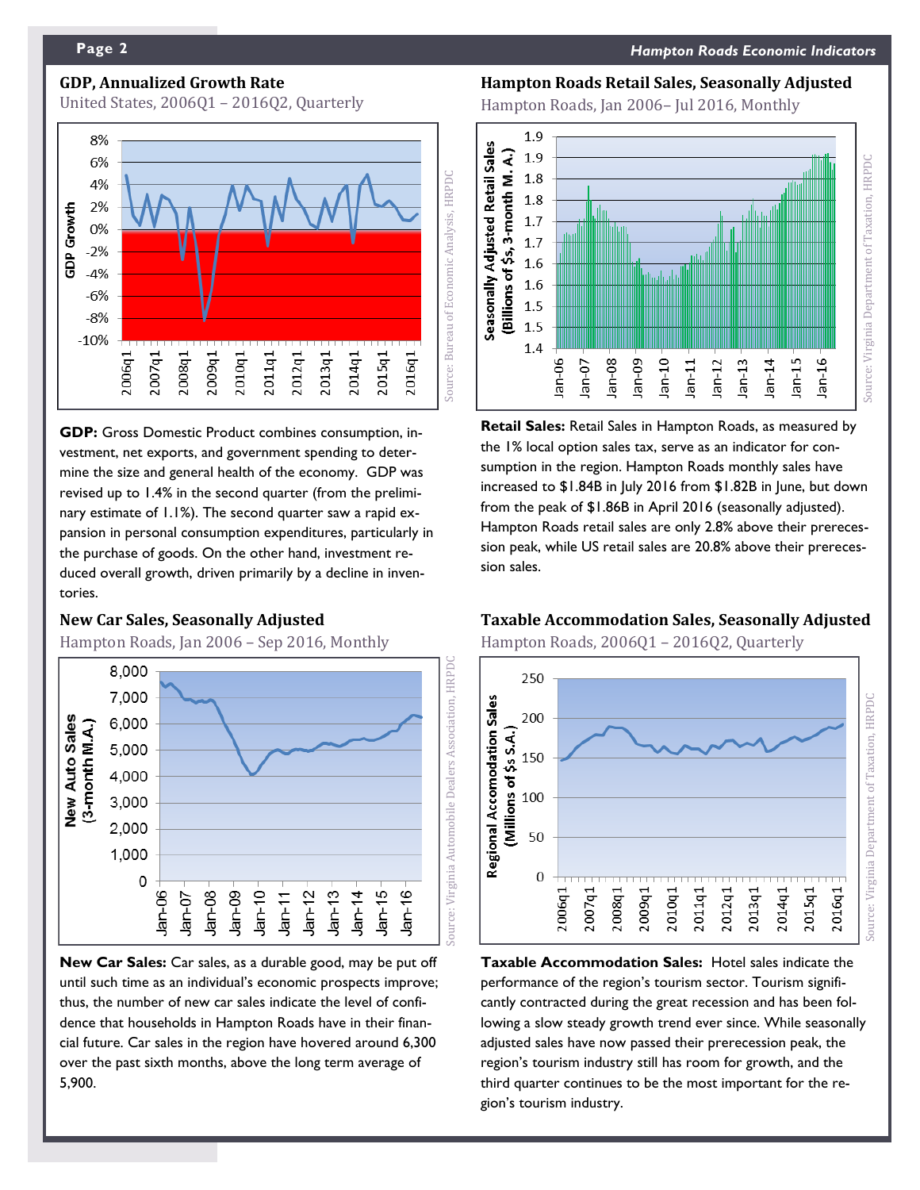## GDP, Annualized Growth Rate

United States, 2006Q1 – 2016Q2, Quarterly

**GDP:** Gross Domestic Product combines consumption, investment, net exports, and government spending to determine the size and general health of the economy. GDP was revised up to 1.4% in the second quarter (from the preliminary estimate of 1.1%). The second quarter saw a rapid expansion in personal consumption expenditures, particularly in the purchase of goods. On the other hand, investment reduced overall growth, driven primarily by a decline in inventories.

## New Car Sales, Seasonally Adjusted

Hampton Roads, Jan 2006 – Sep 2016, Monthly

**New Car Sales:** Car sales, as a durable good, may be put off until such time as an individual's economic prospects improve; thus, the number of new car sales indicate the level of confidence that households in Hampton Roads have in their financial future. Car sales in the region have hovered around 6,300 over the past sixth months, above the long term average of 5,900.

## Hampton Roads Retail Sales, Seasonally Adjusted

Hampton Roads, Jan 2006– Jul 2016, Monthly

**Retail Sales:** Retail Sales in Hampton Roads, as measured by the 1% local option sales tax, serve as an indicator for consumption in the region. Hampton Roads monthly sales have increased to \$1.84B in July 2016 from \$1.82B in June, but down from the peak of \$1.86B in April 2016 (seasonally adjusted). Hampton Roads retail sales are only 2.8% above their prerecession peak, while US retail sales are 20.8% above their prerecession sales.

## Taxable Accommodation Sales, Seasonally Adjusted

Hampton Roads, 2006Q1 – 2016Q2, Quarterly

**Taxable Accommodation Sales:** Hotel sales indicate the performance of the region's tourism sector. Tourism significantly contracted during the great recession and has been following a slow steady growth trend ever since. While seasonally adjusted sales have now passed their prerecession peak, the region's tourism industry still has room for growth, and the third quarter continues to be the most important for the region's tourism industry.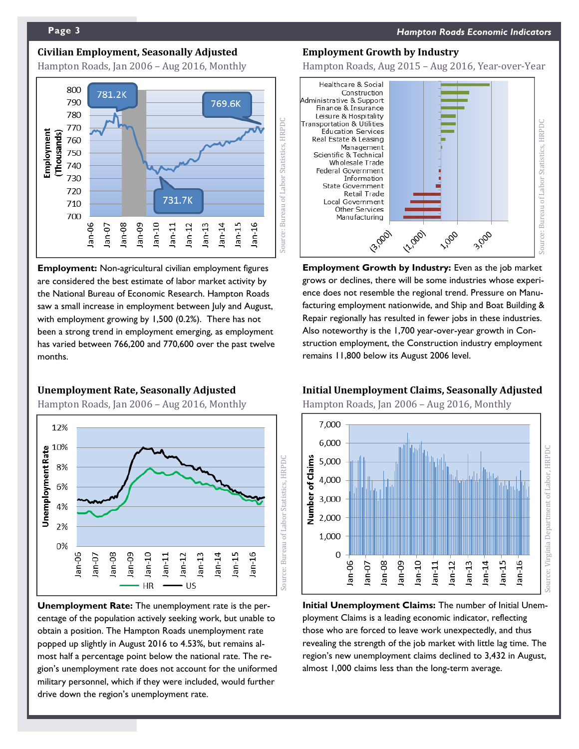## Civilian Employment, Seasonally Adjusted

Hampton Roads, Jan 2006 – Aug 2016, Monthly

Source: Bureau of Labor Statistics, HRPDC

**Employment:** Non-agricultural civilian employment figures are considered the best estimate of labor market activity by the National Bureau of Economic Research. Hampton Roads saw a small increase in employment between July and August, with employment growing by 1,500 (0.2%). There has not been a strong trend in employment emerging, as employment has varied between 766,200 and 770,600 over the past twelve months.

## Employment Growth by Industry

Hampton Roads, Aug 2015 – Aug 2016, Year-over-Year

Source: Bureau of Labor Statistics, HRPDC

**Employment Growth by Industry:** Even as the job market grows or declines, there will be some industries whose experience does not resemble the regional trend. Pressure on Manufacturing employment nationwide, and Ship and Boat Building & Repair regionally has resulted in fewer jobs in these industries. Also noteworthy is the 1,700 year-over-year growth in Construction employment, the Construction industry employment remains 11,800 below its August 2006 level.

## Unemployment Rate, Seasonally Adjusted

Hampton Roads, Jan 2006 – Aug 2016, Monthly

Source: Bureau of Labor Statistics, HRPDC

**Unemployment Rate:** The unemployment rate is the percentage of the population actively seeking work, but unable to obtain a position. The Hampton Roads unemployment rate popped up slightly in August 2016 to 4.53%, but remains almost half a percentage point below the national rate. The region's unemployment rate does not account for the uniformed military personnel, which if they were included, would further drive down the region's unemployment rate.

## Initial Unemployment Claims, Seasonally Adjusted

Hampton Roads, Jan 2006 – Aug 2016, Monthly

Source: Virginia Department of Labor, HRPDC

**Initial Unemployment Claims:** The number of Initial Unemployment Claims is a leading economic indicator, reflecting those who are forced to leave work unexpectedly, and thus revealing the strength of the job market with little lag time. The region's new unemployment claims declined to 3,432 in August, almost 1,000 claims less than the long-term average.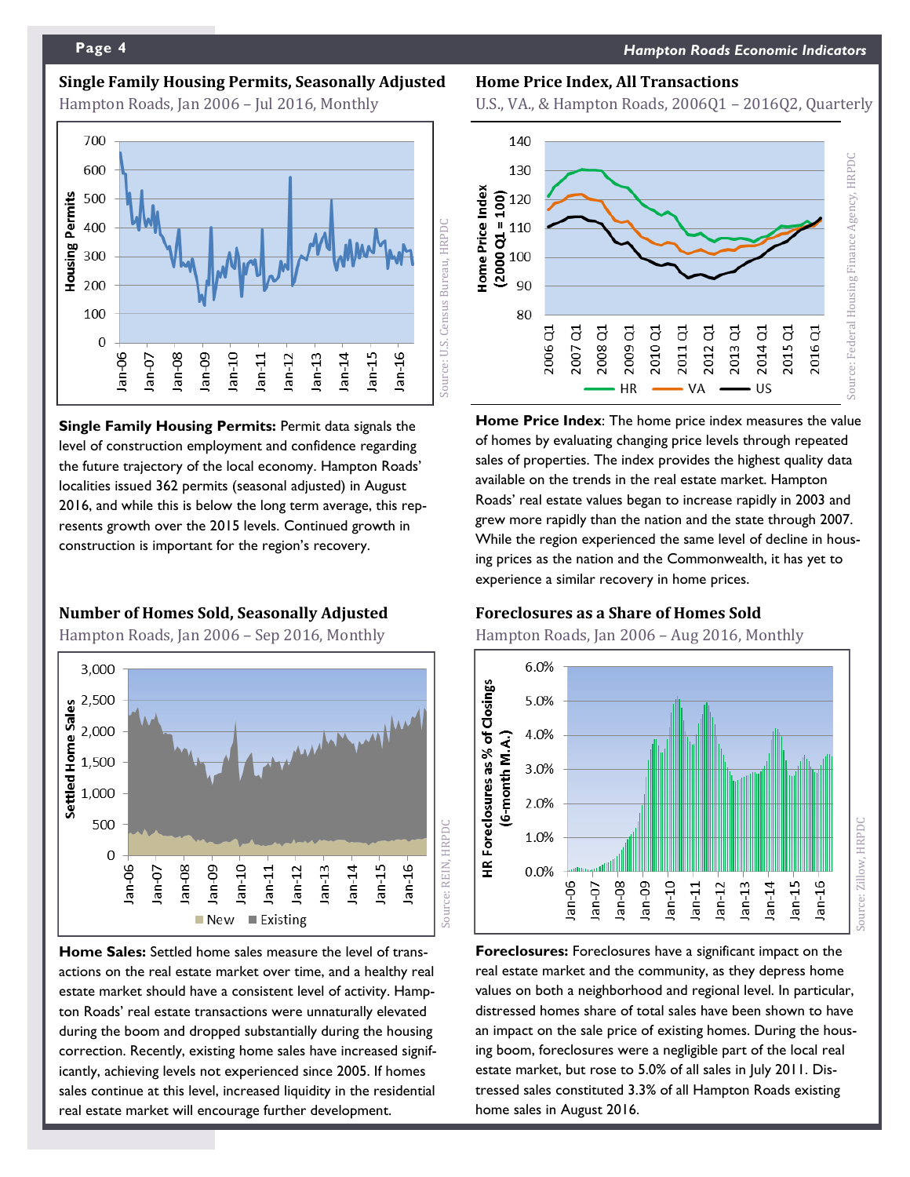## Single Family Housing Permits, Seasonally Adjusted

Hampton Roads, Jan 2006 – Jul 2016, Monthly

Housing Permits

700
600
500
400
300
200
100
0

Jan-06 Jan-07 Jan-08 Jan-09 Jan-10 Jan-11 Jan-12 Jan-13 Jan-14 Jan-15 Jan-16

Source: U.S. Census Bureau, HRPDC

**Single Family Housing Permits:** Permit data signals the level of construction employment and confidence regarding the future trajectory of the local economy. Hampton Roads' localities issued 362 permits (seasonal adjusted) in August 2016, and while this is below the long term average, this represents growth over the 2015 levels. Continued growth in construction is important for the region's recovery.

## Home Price Index, All Transactions

U.S., VA., & Hampton Roads, 2006Q1 – 2016Q2, Quarterly

Home Price Index (2000 Q1 = 100)

140
130
120
110
100
90
80

2006 Q1 2007 Q1 2008 Q1 2009 Q1 2010 Q1 2011 Q1 2012 Q1 2013 Q1 2014 Q1 2015 Q1 2016 Q1

HR VA US

Source: Federal Housing Finance Agency, HRPDC

**Home Price Index**: The home price index measures the value of homes by evaluating changing price levels through repeated sales of properties. The index provides the highest quality data available on the trends in the real estate market. Hampton Roads' real estate values began to increase rapidly in 2003 and grew more rapidly than the nation and the state through 2007. While the region experienced the same level of decline in housing prices as the nation and the Commonwealth, it has yet to experience a similar recovery in home prices.

## Number of Homes Sold, Seasonally Adjusted

Hampton Roads, Jan 2006 – Sep 2016, Monthly

Settled Home Sales

3,000
2,500
2,000
1,500
1,000
500
0

Jan-06 Jan-07 Jan-08 Jan-09 Jan-10 Jan-11 Jan-12 Jan-13 Jan-14 Jan-15 Jan-16

New Existing

Source: REIN, HRPDC

**Home Sales:** Settled home sales measure the level of transactions on the real estate market over time, and a healthy real estate market should have a consistent level of activity. Hampton Roads' real estate transactions were unnaturally elevated during the boom and dropped substantially during the housing correction. Recently, existing home sales have increased significantly, achieving levels not experienced since 2005. If homes sales continue at this level, increased liquidity in the residential real estate market will encourage further development.

## Foreclosures as a Share of Homes Sold

Hampton Roads, Jan 2006 – Aug 2016, Monthly

HR Foreclosures as % of Closings (6-month M.A.)

6.0%
5.0%
4.0%
3.0%
2.0%
1.0%
0.0%

Jan-06 Jan-07 Jan-08 Jan-09 Jan-10 Jan-11 Jan-12 Jan-13 Jan-14 Jan-15 Jan-16

Source: Zillow, HRPDC

**Foreclosures:** Foreclosures have a significant impact on the real estate market and the community, as they depress home values on both a neighborhood and regional level. In particular, distressed homes share of total sales have been shown to have an impact on the sale price of existing homes. During the housing boom, foreclosures were a negligible part of the local real estate market, but rose to 5.0% of all sales in July 2011. Distressed sales constituted 3.3% of all Hampton Roads existing home sales in August 2016.